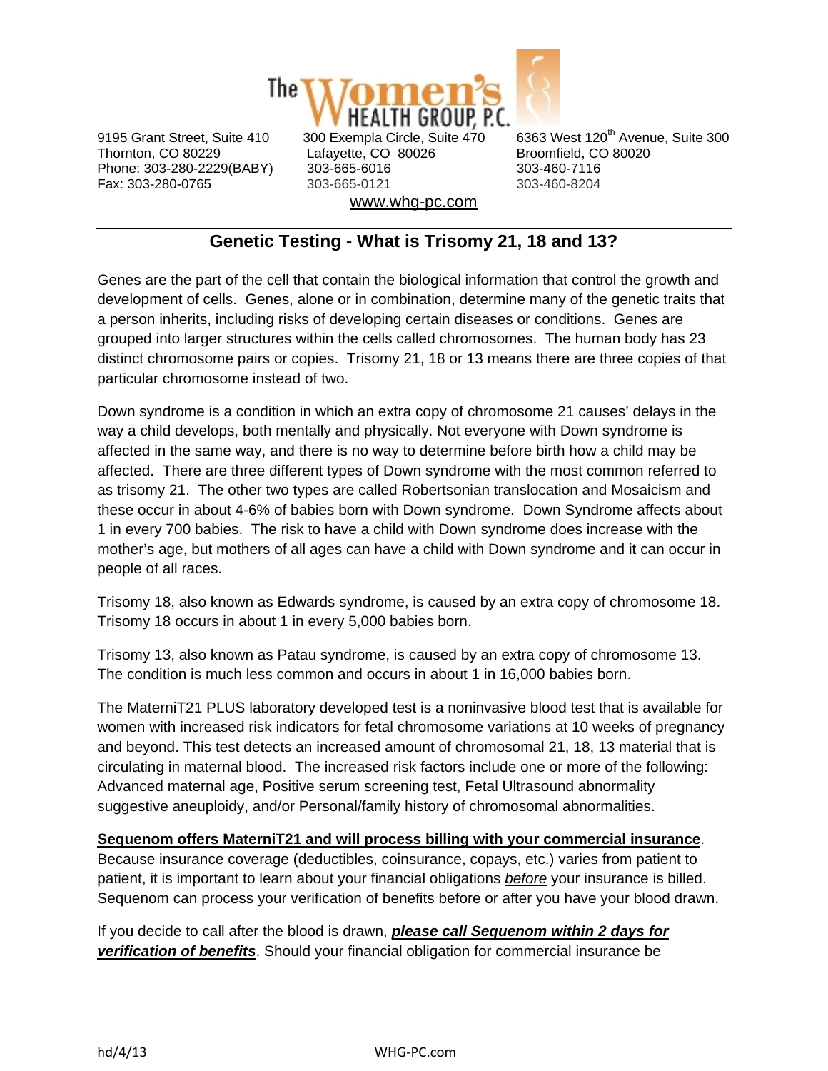# The Women's Health Group, P.C.

9195 Grant Street, Suite 410
Thornton, CO 80229
Phone: 303-280-2229(BABY)
Fax: 303-280-0765

300 Exempla Circle, Suite 470
Lafayette, CO 80026
303-665-6016
303-665-0121

6363 West 120th Avenue, Suite 300
Broomfield, CO 80020
303-460-7116
303-460-8204

www.whg-pc.com

---

## Genetic Testing - What is Trisomy 21, 18 and 13?

Genes are the part of the cell that contain the biological information that control the growth and development of cells. Genes, alone or in combination, determine many of the genetic traits that a person inherits, including risks of developing certain diseases or conditions. Genes are grouped into larger structures within the cells called chromosomes. The human body has 23 distinct chromosome pairs or copies. Trisomy 21, 18 or 13 means there are three copies of that particular chromosome instead of two.

Down syndrome is a condition in which an extra copy of chromosome 21 causes' delays in the way a child develops, both mentally and physically. Not everyone with Down syndrome is affected in the same way, and there is no way to determine before birth how a child may be affected. There are three different types of Down syndrome with the most common referred to as trisomy 21. The other two types are called Robertsonian translocation and Mosaicism and these occur in about 4-6% of babies born with Down syndrome. Down Syndrome affects about 1 in every 700 babies. The risk to have a child with Down syndrome does increase with the mother's age, but mothers of all ages can have a child with Down syndrome and it can occur in people of all races.

Trisomy 18, also known as Edwards syndrome, is caused by an extra copy of chromosome 18. Trisomy 18 occurs in about 1 in every 5,000 babies born.

Trisomy 13, also known as Patau syndrome, is caused by an extra copy of chromosome 13. The condition is much less common and occurs in about 1 in 16,000 babies born.

The MaterniT21 PLUS laboratory developed test is a noninvasive blood test that is available for women with increased risk indicators for fetal chromosome variations at 10 weeks of pregnancy and beyond. This test detects an increased amount of chromosomal 21, 18, 13 material that is circulating in maternal blood. The increased risk factors include one or more of the following: Advanced maternal age, Positive serum screening test, Fetal Ultrasound abnormality suggestive aneuploidy, and/or Personal/family history of chromosomal abnormalities.

**Sequenom offers MaterniT21 and will process billing with your commercial insurance**. Because insurance coverage (deductibles, coinsurance, copays, etc.) varies from patient to patient, it is important to learn about your financial obligations *before* your insurance is billed. Sequenom can process your verification of benefits before or after you have your blood drawn.

If you decide to call after the blood is drawn, ***please call Sequenom within 2 days for verification of benefits***. Should your financial obligation for commercial insurance be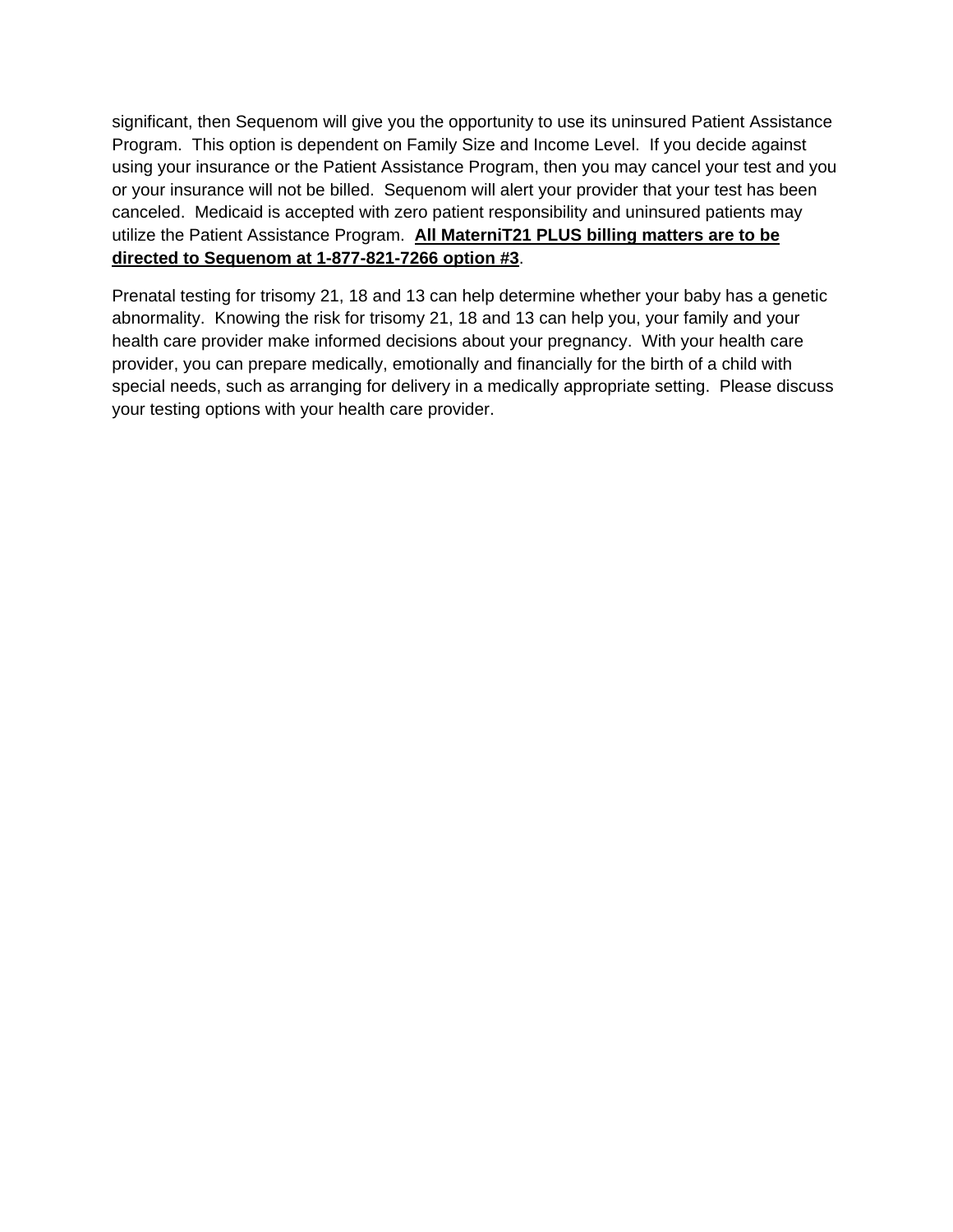significant, then Sequenom will give you the opportunity to use its uninsured Patient Assistance Program. This option is dependent on Family Size and Income Level. If you decide against using your insurance or the Patient Assistance Program, then you may cancel your test and you or your insurance will not be billed. Sequenom will alert your provider that your test has been canceled. Medicaid is accepted with zero patient responsibility and uninsured patients may utilize the Patient Assistance Program. **All MaterniT21 PLUS billing matters are to be directed to Sequenom at 1-877-821-7266 option #3**.

Prenatal testing for trisomy 21, 18 and 13 can help determine whether your baby has a genetic abnormality. Knowing the risk for trisomy 21, 18 and 13 can help you, your family and your health care provider make informed decisions about your pregnancy. With your health care provider, you can prepare medically, emotionally and financially for the birth of a child with special needs, such as arranging for delivery in a medically appropriate setting. Please discuss your testing options with your health care provider.